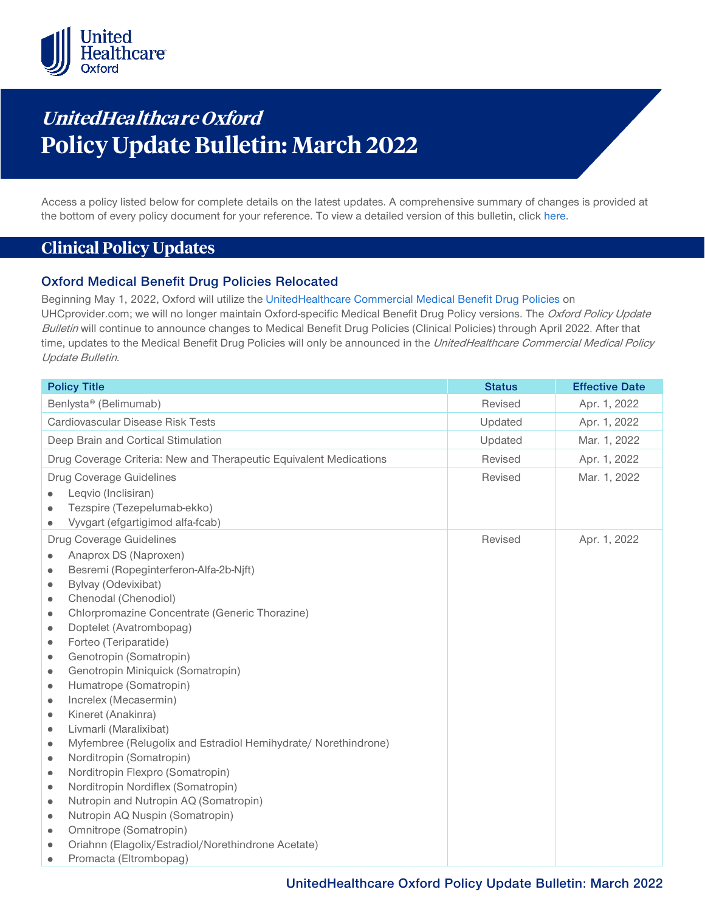# *UnitedHealthcare Oxford*
# Policy Update Bulletin: March 2022

Access a policy listed below for complete details on the latest updates. A comprehensive summary of changes is provided at the bottom of every policy document for your reference. To view a detailed version of this bulletin, click here.

## Clinical Policy Updates

### Oxford Medical Benefit Drug Policies Relocated

Beginning May 1, 2022, Oxford will utilize the UnitedHealthcare Commercial Medical Benefit Drug Policies on UHCprovider.com; we will no longer maintain Oxford-specific Medical Benefit Drug Policy versions. The *Oxford Policy Update Bulletin* will continue to announce changes to Medical Benefit Drug Policies (Clinical Policies) through April 2022. After that time, updates to the Medical Benefit Drug Policies will only be announced in the *UnitedHealthcare Commercial Medical Policy Update Bulletin*.

| Policy Title | Status | Effective Date |
|---|---|---|
| Benlysta® (Belimumab) | Revised | Apr. 1, 2022 |
| Cardiovascular Disease Risk Tests | Updated | Apr. 1, 2022 |
| Deep Brain and Cortical Stimulation | Updated | Mar. 1, 2022 |
| Drug Coverage Criteria: New and Therapeutic Equivalent Medications | Revised | Apr. 1, 2022 |
| Drug Coverage Guidelines<br>• Leqvio (Inclisiran)<br>• Tezspire (Tezepelumab-ekko)<br>• Vyvgart (efgartigimod alfa-fcab) | Revised | Mar. 1, 2022 |
| Drug Coverage Guidelines<br>• Anaprox DS (Naproxen)<br>• Besremi (Ropeginterferon-Alfa-2b-Njft)<br>• Bylvay (Odevixibat)<br>• Chenodal (Chenodiol)<br>• Chlorpromazine Concentrate (Generic Thorazine)<br>• Doptelet (Avatrombopag)<br>• Forteo (Teriparatide)<br>• Genotropin (Somatropin)<br>• Genotropin Miniquick (Somatropin)<br>• Humatrope (Somatropin)<br>• Increlex (Mecasermin)<br>• Kineret (Anakinra)<br>• Livmarli (Maralixibat)<br>• Myfembree (Relugolix and Estradiol Hemihydrate/ Norethindrone)<br>• Norditropin (Somatropin)<br>• Norditropin Flexpro (Somatropin)<br>• Norditropin Nordiflex (Somatropin)<br>• Nutropin and Nutropin AQ (Somatropin)<br>• Nutropin AQ Nuspin (Somatropin)<br>• Omnitrope (Somatropin)<br>• Oriahnn (Elagolix/Estradiol/Norethindrone Acetate)<br>• Promacta (Eltrombopag) | Revised | Apr. 1, 2022 |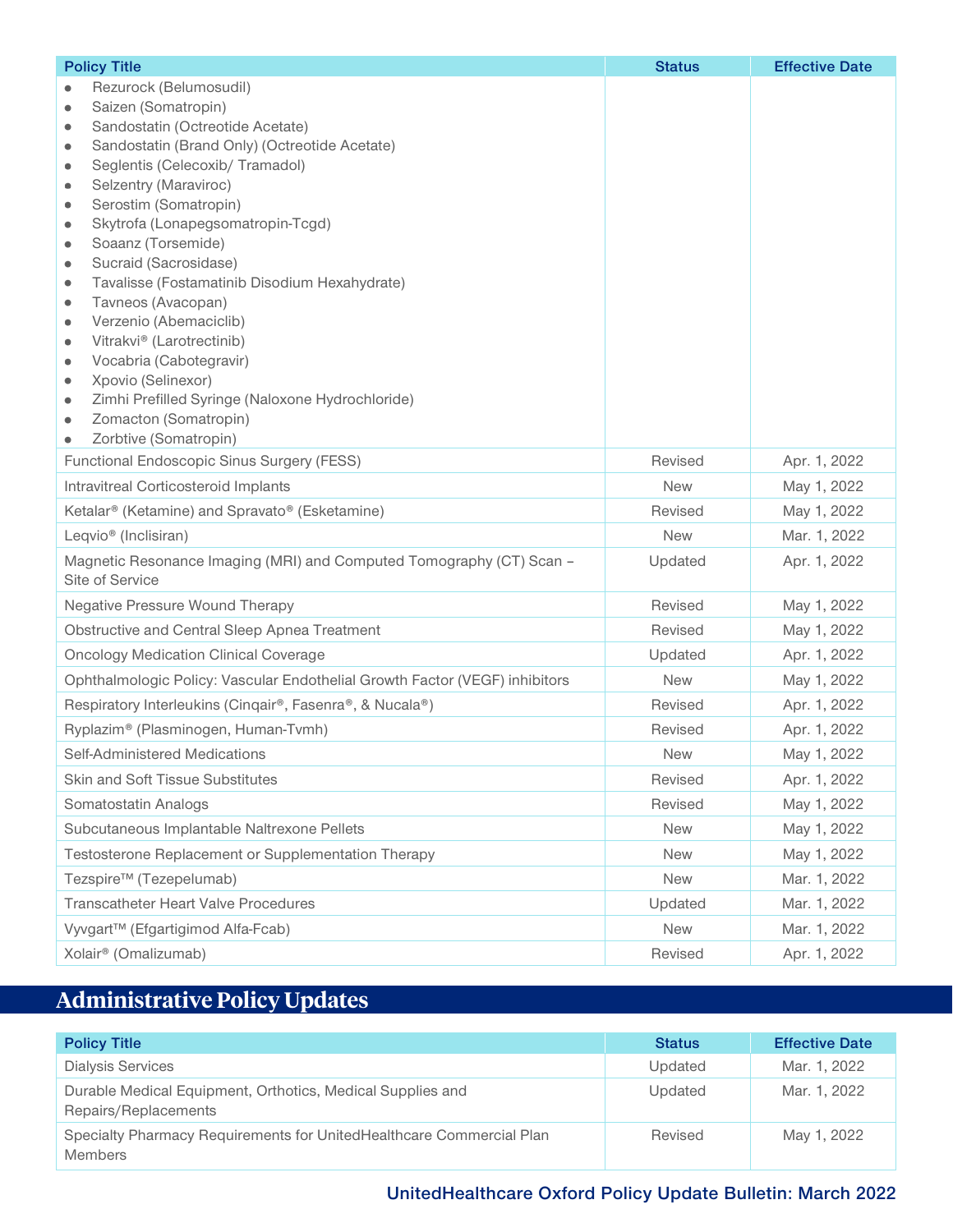| Policy Title | Status | Effective Date |
| --- | --- | --- |
| • Rezurock (Belumosudil)<br>• Saizen (Somatropin)<br>• Sandostatin (Octreotide Acetate)<br>• Sandostatin (Brand Only) (Octreotide Acetate)<br>• Seglentis (Celecoxib/ Tramadol)<br>• Selzentry (Maraviroc)<br>• Serostim (Somatropin)<br>• Skytrofa (Lonapegsomatropin-Tcgd)<br>• Soaanz (Torsemide)<br>• Sucraid (Sacrosidase)<br>• Tavalisse (Fostamatinib Disodium Hexahydrate)<br>• Tavneos (Avacopan)<br>• Verzenio (Abemaciclib)<br>• Vitrakvi® (Larotrectinib)<br>• Vocabria (Cabotegravir)<br>• Xpovio (Selinexor)<br>• Zimhi Prefilled Syringe (Naloxone Hydrochloride)<br>• Zomacton (Somatropin)<br>• Zorbtive (Somatropin) | | |
| Functional Endoscopic Sinus Surgery (FESS) | Revised | Apr. 1, 2022 |
| Intravitreal Corticosteroid Implants | New | May 1, 2022 |
| Ketalar® (Ketamine) and Spravato® (Esketamine) | Revised | May 1, 2022 |
| Leqvio® (Inclisiran) | New | Mar. 1, 2022 |
| Magnetic Resonance Imaging (MRI) and Computed Tomography (CT) Scan – Site of Service | Updated | Apr. 1, 2022 |
| Negative Pressure Wound Therapy | Revised | May 1, 2022 |
| Obstructive and Central Sleep Apnea Treatment | Revised | May 1, 2022 |
| Oncology Medication Clinical Coverage | Updated | Apr. 1, 2022 |
| Ophthalmologic Policy: Vascular Endothelial Growth Factor (VEGF) inhibitors | New | May 1, 2022 |
| Respiratory Interleukins (Cinqair®, Fasenra®, & Nucala®) | Revised | Apr. 1, 2022 |
| Ryplazim® (Plasminogen, Human-Tvmh) | Revised | Apr. 1, 2022 |
| Self-Administered Medications | New | May 1, 2022 |
| Skin and Soft Tissue Substitutes | Revised | Apr. 1, 2022 |
| Somatostatin Analogs | Revised | May 1, 2022 |
| Subcutaneous Implantable Naltrexone Pellets | New | May 1, 2022 |
| Testosterone Replacement or Supplementation Therapy | New | May 1, 2022 |
| Tezspire™ (Tezepelumab) | New | Mar. 1, 2022 |
| Transcatheter Heart Valve Procedures | Updated | Mar. 1, 2022 |
| Vyvgart™ (Efgartigimod Alfa-Fcab) | New | Mar. 1, 2022 |
| Xolair® (Omalizumab) | Revised | Apr. 1, 2022 |

## Administrative Policy Updates

| Policy Title | Status | Effective Date |
| --- | --- | --- |
| Dialysis Services | Updated | Mar. 1, 2022 |
| Durable Medical Equipment, Orthotics, Medical Supplies and Repairs/Replacements | Updated | Mar. 1, 2022 |
| Specialty Pharmacy Requirements for UnitedHealthcare Commercial Plan Members | Revised | May 1, 2022 |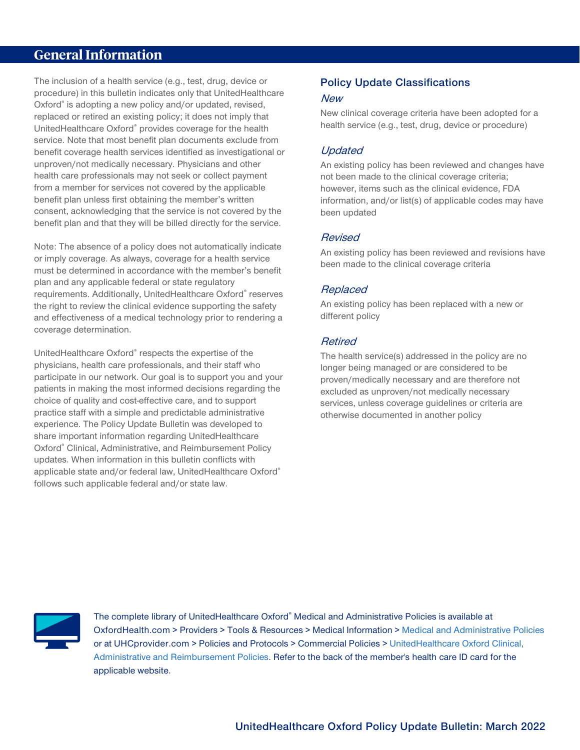## General Information

The inclusion of a health service (e.g., test, drug, device or procedure) in this bulletin indicates only that UnitedHealthcare Oxford® is adopting a new policy and/or updated, revised, replaced or retired an existing policy; it does not imply that UnitedHealthcare Oxford® provides coverage for the health service. Note that most benefit plan documents exclude from benefit coverage health services identified as investigational or unproven/not medically necessary. Physicians and other health care professionals may not seek or collect payment from a member for services not covered by the applicable benefit plan unless first obtaining the member's written consent, acknowledging that the service is not covered by the benefit plan and that they will be billed directly for the service.

Note: The absence of a policy does not automatically indicate or imply coverage. As always, coverage for a health service must be determined in accordance with the member's benefit plan and any applicable federal or state regulatory requirements. Additionally, UnitedHealthcare Oxford® reserves the right to review the clinical evidence supporting the safety and effectiveness of a medical technology prior to rendering a coverage determination.

UnitedHealthcare Oxford® respects the expertise of the physicians, health care professionals, and their staff who participate in our network. Our goal is to support you and your patients in making the most informed decisions regarding the choice of quality and cost-effective care, and to support practice staff with a simple and predictable administrative experience. The Policy Update Bulletin was developed to share important information regarding UnitedHealthcare Oxford® Clinical, Administrative, and Reimbursement Policy updates. When information in this bulletin conflicts with applicable state and/or federal law, UnitedHealthcare Oxford® follows such applicable federal and/or state law.

### Policy Update Classifications

*New*

New clinical coverage criteria have been adopted for a health service (e.g., test, drug, device or procedure)

*Updated*

An existing policy has been reviewed and changes have not been made to the clinical coverage criteria; however, items such as the clinical evidence, FDA information, and/or list(s) of applicable codes may have been updated

*Revised*

An existing policy has been reviewed and revisions have been made to the clinical coverage criteria

*Replaced*

An existing policy has been replaced with a new or different policy

*Retired*

The health service(s) addressed in the policy are no longer being managed or are considered to be proven/medically necessary and are therefore not excluded as unproven/not medically necessary services, unless coverage guidelines or criteria are otherwise documented in another policy

The complete library of UnitedHealthcare Oxford® Medical and Administrative Policies is available at OxfordHealth.com > Providers > Tools & Resources > Medical Information > Medical and Administrative Policies or at UHCprovider.com > Policies and Protocols > Commercial Policies > UnitedHealthcare Oxford Clinical, Administrative and Reimbursement Policies. Refer to the back of the member's health care ID card for the applicable website.